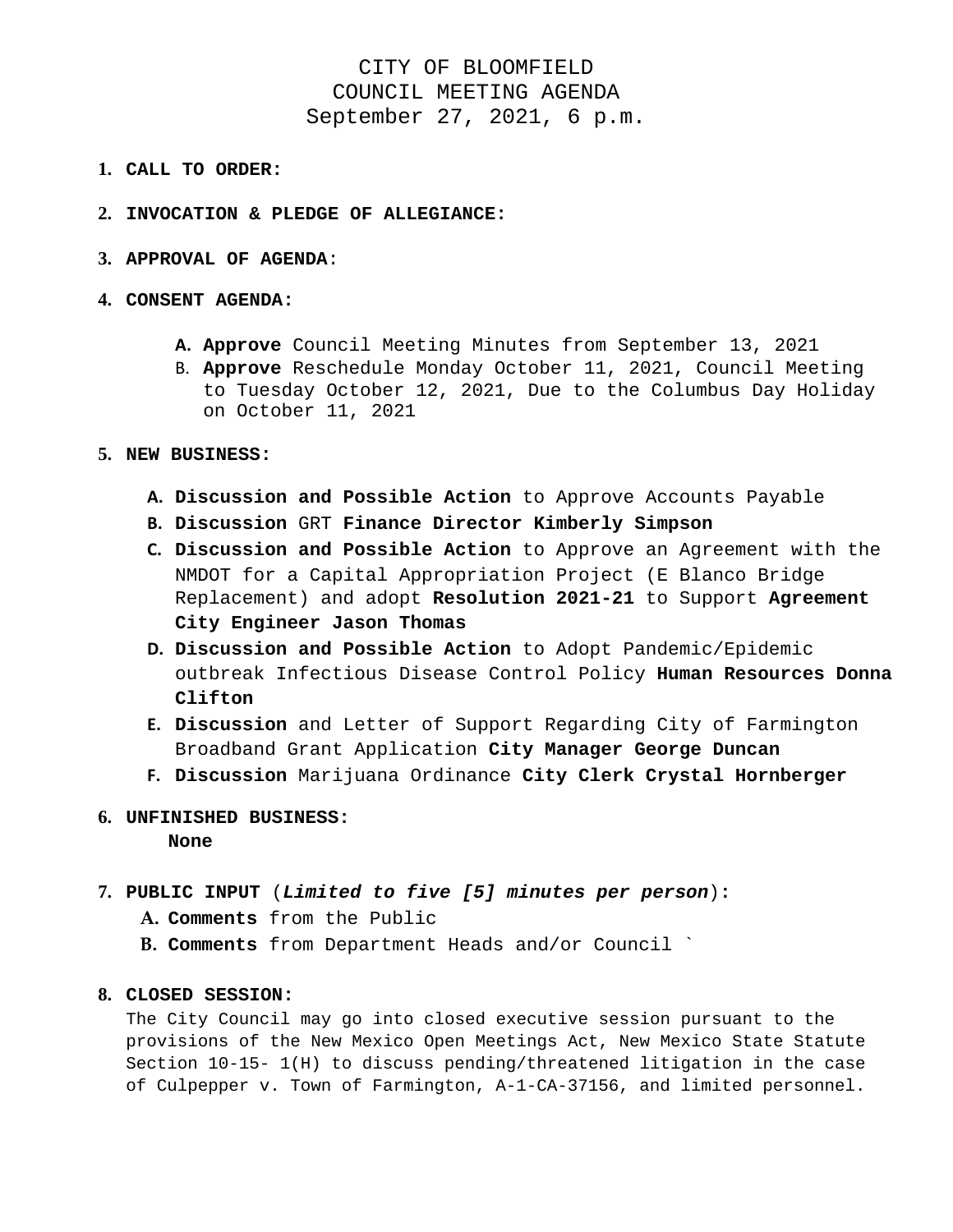# CITY OF BLOOMFIELD
# COUNCIL MEETING AGENDA
# September 27, 2021, 6 p.m.

1. **CALL TO ORDER:**

2. **INVOCATION & PLEDGE OF ALLEGIANCE:**

3. **APPROVAL OF AGENDA**:

4. **CONSENT AGENDA:**

   A. **Approve** Council Meeting Minutes from September 13, 2021
   B. **Approve** Reschedule Monday October 11, 2021, Council Meeting to Tuesday October 12, 2021, Due to the Columbus Day Holiday on October 11, 2021

5. **NEW BUSINESS:**

   A. **Discussion and Possible Action** to Approve Accounts Payable
   B. **Discussion** GRT **Finance Director Kimberly Simpson**
   C. **Discussion and Possible Action** to Approve an Agreement with the NMDOT for a Capital Appropriation Project (E Blanco Bridge Replacement) and adopt **Resolution 2021-21** to Support **Agreement City Engineer Jason Thomas**
   D. **Discussion and Possible Action** to Adopt Pandemic/Epidemic outbreak Infectious Disease Control Policy **Human Resources Donna Clifton**
   E. **Discussion** and Letter of Support Regarding City of Farmington Broadband Grant Application **City Manager George Duncan**
   F. **Discussion** Marijuana Ordinance **City Clerk Crystal Hornberger**

6. **UNFINISHED BUSINESS:**
   **None**

7. **PUBLIC INPUT** (***Limited to five [5] minutes per person***)**:**
   A. **Comments** from the Public
   B. **Comments** from Department Heads and/or Council `

8. **CLOSED SESSION:**
   The City Council may go into closed executive session pursuant to the provisions of the New Mexico Open Meetings Act, New Mexico State Statute Section 10-15- 1(H) to discuss pending/threatened litigation in the case of Culpepper v. Town of Farmington, A-1-CA-37156, and limited personnel.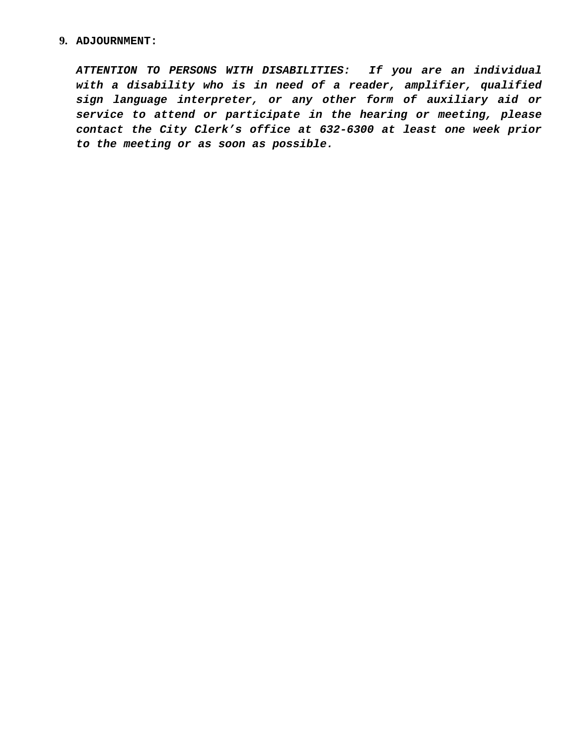**9. ADJOURNMENT:**

***ATTENTION TO PERSONS WITH DISABILITIES:** If you are an individual with a disability who is in need of a reader, amplifier, qualified sign language interpreter, or any other form of auxiliary aid or service to attend or participate in the hearing or meeting, please contact the City Clerk's office at 632-6300 at least one week prior to the meeting or as soon as possible.*